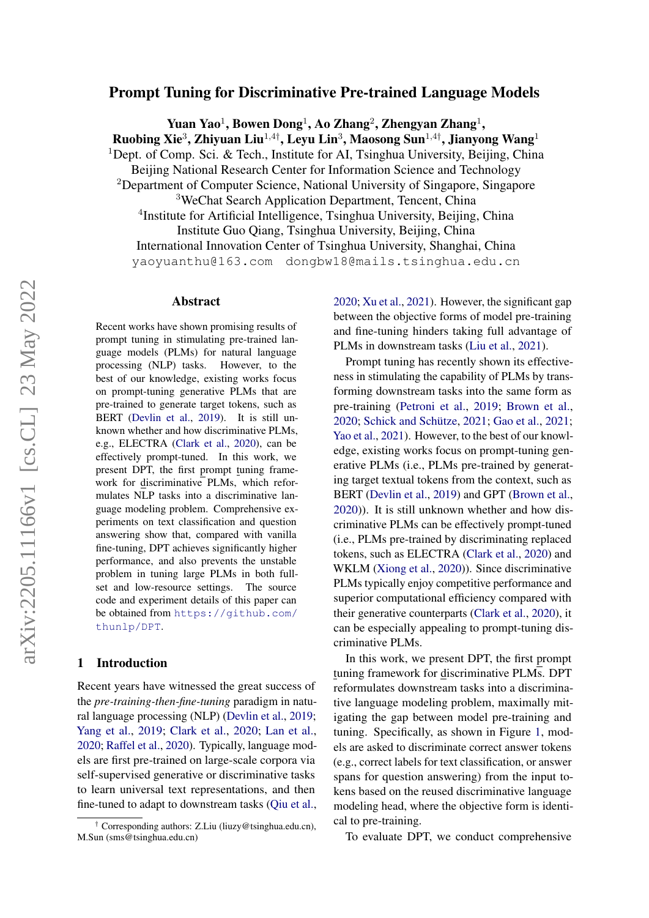# Prompt Tuning for Discriminative Pre-trained Language Models

**Yuan Yao**[1], **Bowen Dong**[1], **Ao Zhang**[2], **Zhengyan Zhang**[1], **Ruobing Xie**[3], **Zhiyuan Liu**[1,4†], **Leyu Lin**[3], **Maosong Sun**[1,4†], **Jianyong Wang**[1]

[1]Dept. of Comp. Sci. & Tech., Institute for AI, Tsinghua University, Beijing, China
Beijing National Research Center for Information Science and Technology
[2]Department of Computer Science, National University of Singapore, Singapore
[3]WeChat Search Application Department, Tencent, China
[4]Institute for Artificial Intelligence, Tsinghua University, Beijing, China
Institute Guo Qiang, Tsinghua University, Beijing, China
International Innovation Center of Tsinghua University, Shanghai, China
yaoyuanthu@163.com dongbw18@mails.tsinghua.edu.cn

## Abstract

Recent works have shown promising results of prompt tuning in stimulating pre-trained language models (PLMs) for natural language processing (NLP) tasks. However, to the best of our knowledge, existing works focus on prompt-tuning generative PLMs that are pre-trained to generate target tokens, such as BERT (Devlin et al., 2019). It is still unknown whether and how discriminative PLMs, e.g., ELECTRA (Clark et al., 2020), can be effectively prompt-tuned. In this work, we present DPT, the first prompt tuning framework for discriminative PLMs, which reformulates NLP tasks into a discriminative language modeling problem. Comprehensive experiments on text classification and question answering show that, compared with vanilla fine-tuning, DPT achieves significantly higher performance, and also prevents the unstable problem in tuning large PLMs in both full-set and low-resource settings. The source code and experiment details of this paper can be obtained from https://github.com/thunlp/DPT.

## 1 Introduction

Recent years have witnessed the great success of the *pre-training-then-fine-tuning* paradigm in natural language processing (NLP) (Devlin et al., 2019; Yang et al., 2019; Clark et al., 2020; Lan et al., 2020; Raffel et al., 2020). Typically, language models are first pre-trained on large-scale corpora via self-supervised generative or discriminative tasks to learn universal text representations, and then fine-tuned to adapt to downstream tasks (Qiu et al., 2020; Xu et al., 2021). However, the significant gap between the objective forms of model pre-training and fine-tuning hinders taking full advantage of PLMs in downstream tasks (Liu et al., 2021).

Prompt tuning has recently shown its effectiveness in stimulating the capability of PLMs by transforming downstream tasks into the same form as pre-training (Petroni et al., 2019; Brown et al., 2020; Schick and Schütze, 2021; Gao et al., 2021; Yao et al., 2021). However, to the best of our knowledge, existing works focus on prompt-tuning generative PLMs (i.e., PLMs pre-trained by generating target textual tokens from the context, such as BERT (Devlin et al., 2019) and GPT (Brown et al., 2020)). It is still unknown whether and how discriminative PLMs can be effectively prompt-tuned (i.e., PLMs pre-trained by discriminating replaced tokens, such as ELECTRA (Clark et al., 2020) and WKLM (Xiong et al., 2020)). Since discriminative PLMs typically enjoy competitive performance and superior computational efficiency compared with their generative counterparts (Clark et al., 2020), it can be especially appealing to prompt-tuning discriminative PLMs.

In this work, we present DPT, the first prompt tuning framework for discriminative PLMs. DPT reformulates downstream tasks into a discriminative language modeling problem, maximally mitigating the gap between model pre-training and tuning. Specifically, as shown in Figure 1, models are asked to discriminate correct answer tokens (e.g., correct labels for text classification, or answer spans for question answering) from the input tokens based on the reused discriminative language modeling head, where the objective form is identical to pre-training.

To evaluate DPT, we conduct comprehensive

† Corresponding authors: Z.Liu (liuzy@tsinghua.edu.cn), M.Sun (sms@tsinghua.edu.cn)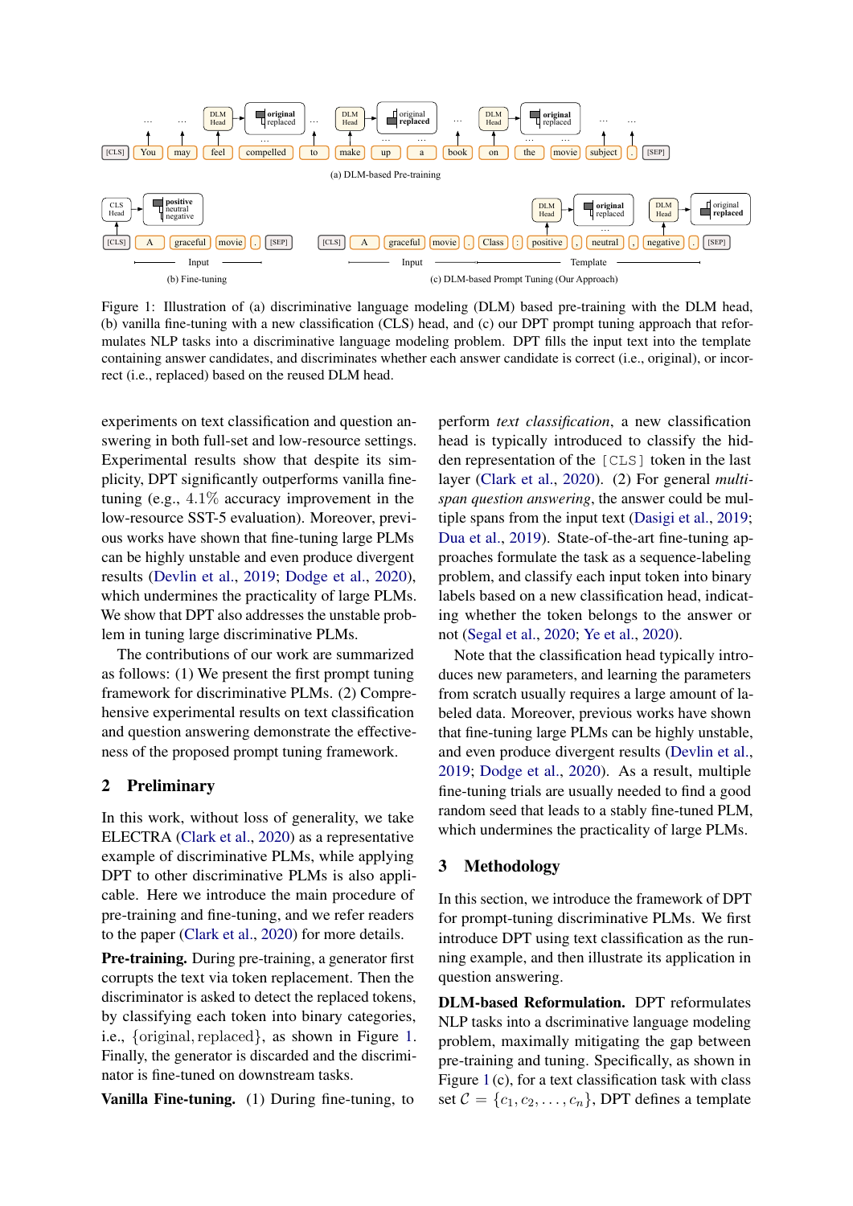Figure 1: Illustration of (a) discriminative language modeling (DLM) based pre-training with the DLM head, (b) vanilla fine-tuning with a new classification (CLS) head, and (c) our DPT prompt tuning approach that reformulates NLP tasks into a discriminative language modeling problem. DPT fills the input text into the template containing answer candidates, and discriminates whether each answer candidate is correct (i.e., original), or incorrect (i.e., replaced) based on the reused DLM head.

experiments on text classification and question answering in both full-set and low-resource settings. Experimental results show that despite its simplicity, DPT significantly outperforms vanilla fine-tuning (e.g., 4.1% accuracy improvement in the low-resource SST-5 evaluation). Moreover, previous works have shown that fine-tuning large PLMs can be highly unstable and even produce divergent results (Devlin et al., 2019; Dodge et al., 2020), which undermines the practicality of large PLMs. We show that DPT also addresses the unstable problem in tuning large discriminative PLMs.

The contributions of our work are summarized as follows: (1) We present the first prompt tuning framework for discriminative PLMs. (2) Comprehensive experimental results on text classification and question answering demonstrate the effectiveness of the proposed prompt tuning framework.

## 2 Preliminary

In this work, without loss of generality, we take ELECTRA (Clark et al., 2020) as a representative example of discriminative PLMs, while applying DPT to other discriminative PLMs is also applicable. Here we introduce the main procedure of pre-training and fine-tuning, and we refer readers to the paper (Clark et al., 2020) for more details.

**Pre-training.** During pre-training, a generator first corrupts the text via token replacement. Then the discriminator is asked to detect the replaced tokens, by classifying each token into binary categories, i.e., {original, replaced}, as shown in Figure 1. Finally, the generator is discarded and the discriminator is fine-tuned on downstream tasks.

**Vanilla Fine-tuning.** (1) During fine-tuning, to perform *text classification*, a new classification head is typically introduced to classify the hidden representation of the [CLS] token in the last layer (Clark et al., 2020). (2) For general *multi-span question answering*, the answer could be multiple spans from the input text (Dasigi et al., 2019; Dua et al., 2019). State-of-the-art fine-tuning approaches formulate the task as a sequence-labeling problem, and classify each input token into binary labels based on a new classification head, indicating whether the token belongs to the answer or not (Segal et al., 2020; Ye et al., 2020).

Note that the classification head typically introduces new parameters, and learning the parameters from scratch usually requires a large amount of labeled data. Moreover, previous works have shown that fine-tuning large PLMs can be highly unstable, and even produce divergent results (Devlin et al., 2019; Dodge et al., 2020). As a result, multiple fine-tuning trials are usually needed to find a good random seed that leads to a stably fine-tuned PLM, which undermines the practicality of large PLMs.

## 3 Methodology

In this section, we introduce the framework of DPT for prompt-tuning discriminative PLMs. We first introduce DPT using text classification as the running example, and then illustrate its application in question answering.

**DLM-based Reformulation.** DPT reformulates NLP tasks into a dscriminative language modeling problem, maximally mitigating the gap between pre-training and tuning. Specifically, as shown in Figure 1 (c), for a text classification task with class set $\mathcal{C} = \{c_1, c_2, \ldots, c_n\}$, DPT defines a template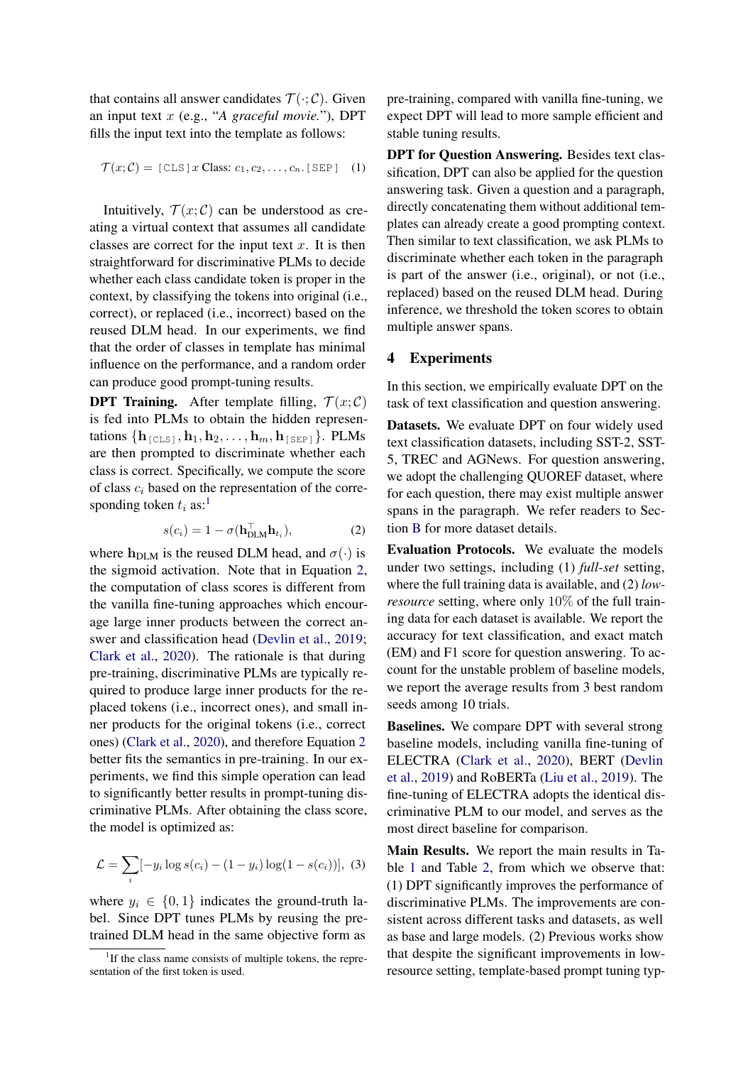that contains all answer candidates $\mathcal{T}(\cdot;\mathcal{C})$. Given an input text $x$ (e.g., "*A graceful movie.*"), DPT fills the input text into the template as follows:

$$\mathcal{T}(x;\mathcal{C}) = \texttt{[CLS]}\, x \text{ Class: } c_1, c_2, \ldots, c_n . \texttt{[SEP]} \quad (1)$$

Intuitively, $\mathcal{T}(x;\mathcal{C})$ can be understood as creating a virtual context that assumes all candidate classes are correct for the input text $x$. It is then straightforward for discriminative PLMs to decide whether each class candidate token is proper in the context, by classifying the tokens into original (i.e., correct), or replaced (i.e., incorrect) based on the reused DLM head. In our experiments, we find that the order of classes in template has minimal influence on the performance, and a random order can produce good prompt-tuning results.

**DPT Training.** After template filling, $\mathcal{T}(x;\mathcal{C})$ is fed into PLMs to obtain the hidden representations $\{\mathbf{h}_{\texttt{[CLS]}}, \mathbf{h}_1, \mathbf{h}_2, \ldots, \mathbf{h}_m, \mathbf{h}_{\texttt{[SEP]}}\}$. PLMs are then prompted to discriminate whether each class is correct. Specifically, we compute the score of class $c_i$ based on the representation of the corresponding token $t_i$ as:[1]

$$s(c_i) = 1 - \sigma(\mathbf{h}_{\text{DLM}}^{\top}\mathbf{h}_{t_i}), \quad (2)$$

where $\mathbf{h}_{\text{DLM}}$ is the reused DLM head, and $\sigma(\cdot)$ is the sigmoid activation. Note that in Equation 2, the computation of class scores is different from the vanilla fine-tuning approaches which encourage large inner products between the correct answer and classification head (Devlin et al., 2019; Clark et al., 2020). The rationale is that during pre-training, discriminative PLMs are typically required to produce large inner products for the replaced tokens (i.e., incorrect ones), and small inner products for the original tokens (i.e., correct ones) (Clark et al., 2020), and therefore Equation 2 better fits the semantics in pre-training. In our experiments, we find this simple operation can lead to significantly better results in prompt-tuning discriminative PLMs. After obtaining the class score, the model is optimized as:

$$\mathcal{L} = \sum_i [-y_i \log s(c_i) - (1-y_i)\log(1-s(c_i))], \quad (3)$$

where $y_i \in \{0,1\}$ indicates the ground-truth label. Since DPT tunes PLMs by reusing the pre-trained DLM head in the same objective form as pre-training, compared with vanilla fine-tuning, we expect DPT will lead to more sample efficient and stable tuning results.

**DPT for Question Answering.** Besides text classification, DPT can also be applied for the question answering task. Given a question and a paragraph, directly concatenating them without additional templates can already create a good prompting context. Then similar to text classification, we ask PLMs to discriminate whether each token in the paragraph is part of the answer (i.e., original), or not (i.e., replaced) based on the reused DLM head. During inference, we threshold the token scores to obtain multiple answer spans.

## 4 Experiments

In this section, we empirically evaluate DPT on the task of text classification and question answering.

**Datasets.** We evaluate DPT on four widely used text classification datasets, including SST-2, SST-5, TREC and AGNews. For question answering, we adopt the challenging QUOREF dataset, where for each question, there may exist multiple answer spans in the paragraph. We refer readers to Section B for more dataset details.

**Evaluation Protocols.** We evaluate the models under two settings, including (1) *full-set* setting, where the full training data is available, and (2) *low-resource* setting, where only $10\%$ of the full training data for each dataset is available. We report the accuracy for text classification, and exact match (EM) and F1 score for question answering. To account for the unstable problem of baseline models, we report the average results from 3 best random seeds among 10 trials.

**Baselines.** We compare DPT with several strong baseline models, including vanilla fine-tuning of ELECTRA (Clark et al., 2020), BERT (Devlin et al., 2019) and RoBERTa (Liu et al., 2019). The fine-tuning of ELECTRA adopts the identical discriminative PLM to our model, and serves as the most direct baseline for comparison.

**Main Results.** We report the main results in Table 1 and Table 2, from which we observe that: (1) DPT significantly improves the performance of discriminative PLMs. The improvements are consistent across different tasks and datasets, as well as base and large models. (2) Previous works show that despite the significant improvements in low-resource setting, template-based prompt tuning typ-

[1] If the class name consists of multiple tokens, the representation of the first token is used.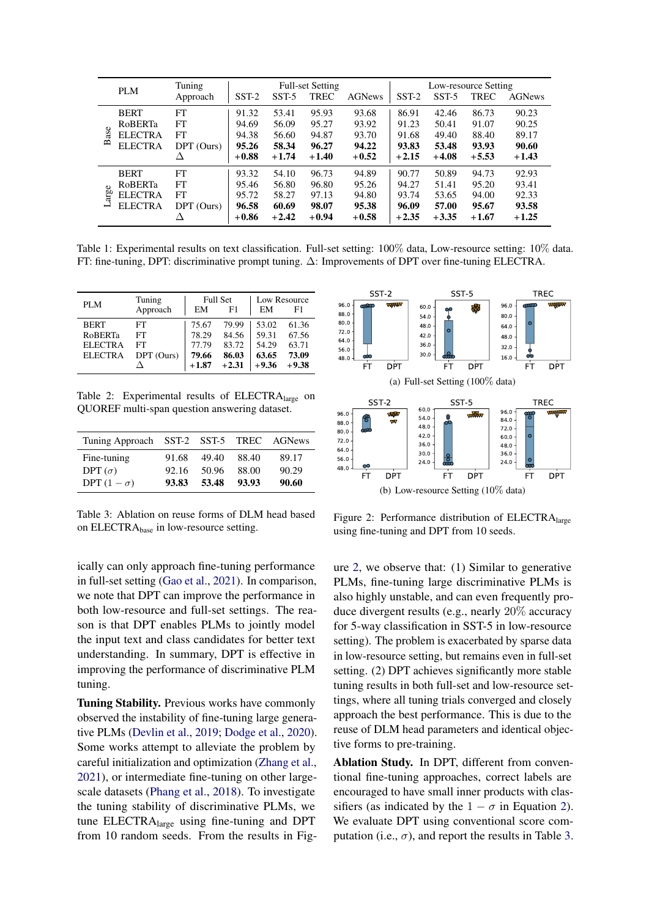| | PLM | Tuning Approach | Full-set Setting | | | | Low-resource Setting | | | |
|---|---|---|---|---|---|---|---|---|---|---|
| | | | SST-2 | SST-5 | TREC | AGNews | SST-2 | SST-5 | TREC | AGNews |
| Base | BERT | FT | 91.32 | 53.41 | 95.93 | 93.68 | 86.91 | 42.46 | 86.73 | 90.23 |
| | RoBERTa | FT | 94.69 | 56.09 | 95.27 | 93.92 | 91.23 | 50.41 | 91.07 | 90.25 |
| | ELECTRA | FT | 94.38 | 56.60 | 94.87 | 93.70 | 91.68 | 49.40 | 88.40 | 89.17 |
| | ELECTRA | DPT (Ours) | **95.26** | **58.34** | **96.27** | **94.22** | **93.83** | **53.48** | **93.93** | **90.60** |
| | | $\Delta$ | **+0.88** | **+1.74** | **+1.40** | **+0.52** | **+2.15** | **+4.08** | **+5.53** | **+1.43** |
| Large | BERT | FT | 93.32 | 54.10 | 96.73 | 94.89 | 90.77 | 50.89 | 94.73 | 92.93 |
| | RoBERTa | FT | 95.46 | 56.80 | 96.80 | 95.26 | 94.27 | 51.41 | 95.20 | 93.41 |
| | ELECTRA | FT | 95.72 | 58.27 | 97.13 | 94.80 | 93.74 | 53.65 | 94.00 | 92.33 |
| | ELECTRA | DPT (Ours) | **96.58** | **60.69** | **98.07** | **95.38** | **96.09** | **57.00** | **95.67** | **93.58** |
| | | $\Delta$ | **+0.86** | **+2.42** | **+0.94** | **+0.58** | **+2.35** | **+3.35** | **+1.67** | **+1.25** |

Table 1: Experimental results on text classification. Full-set setting: 100% data, Low-resource setting: 10% data. FT: fine-tuning, DPT: discriminative prompt tuning. $\Delta$: Improvements of DPT over fine-tuning ELECTRA.

| PLM | Tuning Approach | Full Set | | Low Resource | |
|---|---|---|---|---|---|
| | | EM | F1 | EM | F1 |
| BERT | FT | 75.67 | 79.99 | 53.02 | 61.36 |
| RoBERTa | FT | 78.29 | 84.56 | 59.31 | 67.56 |
| ELECTRA | FT | 77.79 | 83.72 | 54.29 | 63.71 |
| ELECTRA | DPT (Ours) | **79.66** | **86.03** | **63.65** | **73.09** |
| | $\Delta$ | **+1.87** | **+2.31** | **+9.36** | **+9.38** |

Table 2: Experimental results of $\text{ELECTRA}_{\text{large}}$ on QUOREF multi-span question answering dataset.

| Tuning Approach | SST-2 | SST-5 | TREC | AGNews |
|---|---|---|---|---|
| Fine-tuning | 91.68 | 49.40 | 88.40 | 89.17 |
| DPT ($\sigma$) | 92.16 | 50.96 | 88.00 | 90.29 |
| DPT ($1-\sigma$) | **93.83** | **53.48** | **93.93** | **90.60** |

Table 3: Ablation on reuse forms of DLM head based on $\text{ELECTRA}_{\text{base}}$ in low-resource setting.

(a) Full-set Setting (100% data)

(b) Low-resource Setting (10% data)

Figure 2: Performance distribution of $\text{ELECTRA}_{\text{large}}$ using fine-tuning and DPT from 10 seeds.

ically can only approach fine-tuning performance in full-set setting (Gao et al., 2021). In comparison, we note that DPT can improve the performance in both low-resource and full-set settings. The reason is that DPT enables PLMs to jointly model the input text and class candidates for better text understanding. In summary, DPT is effective in improving the performance of discriminative PLM tuning.

**Tuning Stability.** Previous works have commonly observed the instability of fine-tuning large generative PLMs (Devlin et al., 2019; Dodge et al., 2020). Some works attempt to alleviate the problem by careful initialization and optimization (Zhang et al., 2021), or intermediate fine-tuning on other large-scale datasets (Phang et al., 2018). To investigate the tuning stability of discriminative PLMs, we tune $\text{ELECTRA}_{\text{large}}$ using fine-tuning and DPT from 10 random seeds. From the results in Figure 2, we observe that: (1) Similar to generative PLMs, fine-tuning large discriminative PLMs is also highly unstable, and can even frequently produce divergent results (e.g., nearly 20% accuracy for 5-way classification in SST-5 in low-resource setting). The problem is exacerbated by sparse data in low-resource setting, but remains even in full-set setting. (2) DPT achieves significantly more stable tuning results in both full-set and low-resource settings, where all tuning trials converged and closely approach the best performance. This is due to the reuse of DLM head parameters and identical objective forms to pre-training.

**Ablation Study.** In DPT, different from conventional fine-tuning approaches, correct labels are encouraged to have small inner products with classifiers (as indicated by the $1-\sigma$ in Equation 2). We evaluate DPT using conventional score computation (i.e., $\sigma$), and report the results in Table 3.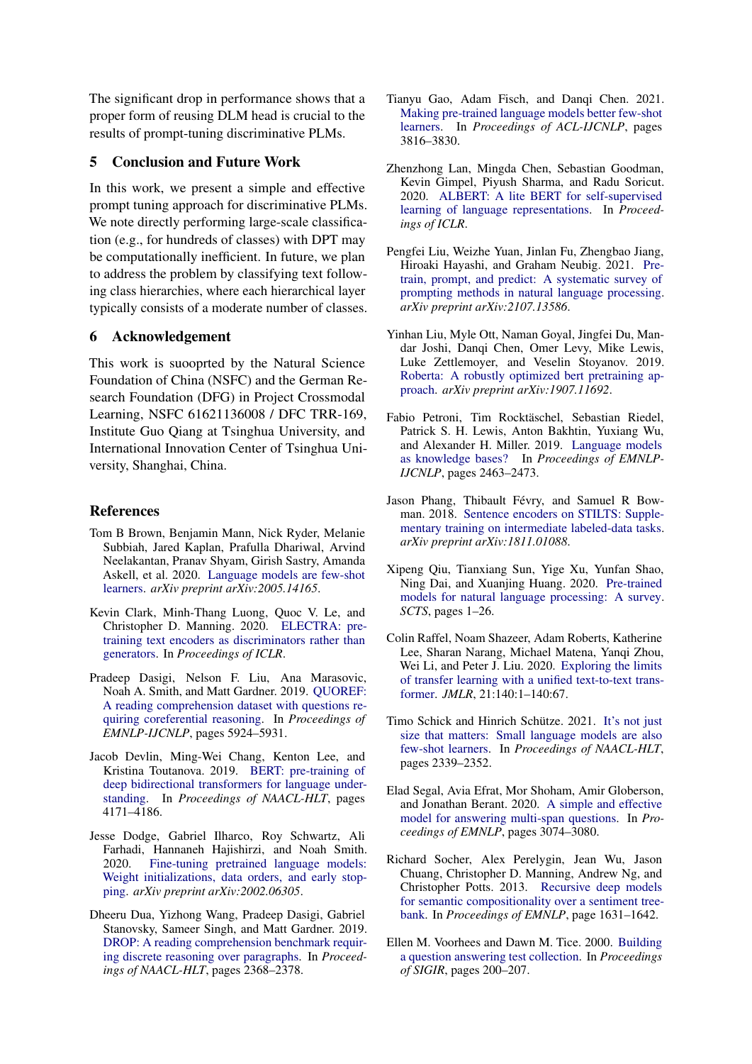The significant drop in performance shows that a proper form of reusing DLM head is crucial to the results of prompt-tuning discriminative PLMs.

## 5 Conclusion and Future Work

In this work, we present a simple and effective prompt tuning approach for discriminative PLMs. We note directly performing large-scale classification (e.g., for hundreds of classes) with DPT may be computationally inefficient. In future, we plan to address the problem by classifying text following class hierarchies, where each hierarchical layer typically consists of a moderate number of classes.

## 6 Acknowledgement

This work is suooprted by the Natural Science Foundation of China (NSFC) and the German Research Foundation (DFG) in Project Crossmodal Learning, NSFC 61621136008 / DFC TRR-169, Institute Guo Qiang at Tsinghua University, and International Innovation Center of Tsinghua University, Shanghai, China.

## References

Tom B Brown, Benjamin Mann, Nick Ryder, Melanie Subbiah, Jared Kaplan, Prafulla Dhariwal, Arvind Neelakantan, Pranav Shyam, Girish Sastry, Amanda Askell, et al. 2020. Language models are few-shot learners. *arXiv preprint arXiv:2005.14165*.

Kevin Clark, Minh-Thang Luong, Quoc V. Le, and Christopher D. Manning. 2020. ELECTRA: pre-training text encoders as discriminators rather than generators. In *Proceedings of ICLR*.

Pradeep Dasigi, Nelson F. Liu, Ana Marasovic, Noah A. Smith, and Matt Gardner. 2019. QUOREF: A reading comprehension dataset with questions requiring coreferential reasoning. In *Proceedings of EMNLP-IJCNLP*, pages 5924–5931.

Jacob Devlin, Ming-Wei Chang, Kenton Lee, and Kristina Toutanova. 2019. BERT: pre-training of deep bidirectional transformers for language understanding. In *Proceedings of NAACL-HLT*, pages 4171–4186.

Jesse Dodge, Gabriel Ilharco, Roy Schwartz, Ali Farhadi, Hannaneh Hajishirzi, and Noah Smith. 2020. Fine-tuning pretrained language models: Weight initializations, data orders, and early stopping. *arXiv preprint arXiv:2002.06305*.

Dheeru Dua, Yizhong Wang, Pradeep Dasigi, Gabriel Stanovsky, Sameer Singh, and Matt Gardner. 2019. DROP: A reading comprehension benchmark requiring discrete reasoning over paragraphs. In *Proceedings of NAACL-HLT*, pages 2368–2378.

Tianyu Gao, Adam Fisch, and Danqi Chen. 2021. Making pre-trained language models better few-shot learners. In *Proceedings of ACL-IJCNLP*, pages 3816–3830.

Zhenzhong Lan, Mingda Chen, Sebastian Goodman, Kevin Gimpel, Piyush Sharma, and Radu Soricut. 2020. ALBERT: A lite BERT for self-supervised learning of language representations. In *Proceedings of ICLR*.

Pengfei Liu, Weizhe Yuan, Jinlan Fu, Zhengbao Jiang, Hiroaki Hayashi, and Graham Neubig. 2021. Pre-train, prompt, and predict: A systematic survey of prompting methods in natural language processing. *arXiv preprint arXiv:2107.13586*.

Yinhan Liu, Myle Ott, Naman Goyal, Jingfei Du, Mandar Joshi, Danqi Chen, Omer Levy, Mike Lewis, Luke Zettlemoyer, and Veselin Stoyanov. 2019. Roberta: A robustly optimized bert pretraining approach. *arXiv preprint arXiv:1907.11692*.

Fabio Petroni, Tim Rocktäschel, Sebastian Riedel, Patrick S. H. Lewis, Anton Bakhtin, Yuxiang Wu, and Alexander H. Miller. 2019. Language models as knowledge bases? In *Proceedings of EMNLP-IJCNLP*, pages 2463–2473.

Jason Phang, Thibault Févry, and Samuel R Bowman. 2018. Sentence encoders on STILTS: Supplementary training on intermediate labeled-data tasks. *arXiv preprint arXiv:1811.01088*.

Xipeng Qiu, Tianxiang Sun, Yige Xu, Yunfan Shao, Ning Dai, and Xuanjing Huang. 2020. Pre-trained models for natural language processing: A survey. *SCTS*, pages 1–26.

Colin Raffel, Noam Shazeer, Adam Roberts, Katherine Lee, Sharan Narang, Michael Matena, Yanqi Zhou, Wei Li, and Peter J. Liu. 2020. Exploring the limits of transfer learning with a unified text-to-text transformer. *JMLR*, 21:140:1–140:67.

Timo Schick and Hinrich Schütze. 2021. It's not just size that matters: Small language models are also few-shot learners. In *Proceedings of NAACL-HLT*, pages 2339–2352.

Elad Segal, Avia Efrat, Mor Shoham, Amir Globerson, and Jonathan Berant. 2020. A simple and effective model for answering multi-span questions. In *Proceedings of EMNLP*, pages 3074–3080.

Richard Socher, Alex Perelygin, Jean Wu, Jason Chuang, Christopher D. Manning, Andrew Ng, and Christopher Potts. 2013. Recursive deep models for semantic compositionality over a sentiment treebank. In *Proceedings of EMNLP*, page 1631–1642.

Ellen M. Voorhees and Dawn M. Tice. 2000. Building a question answering test collection. In *Proceedings of SIGIR*, pages 200–207.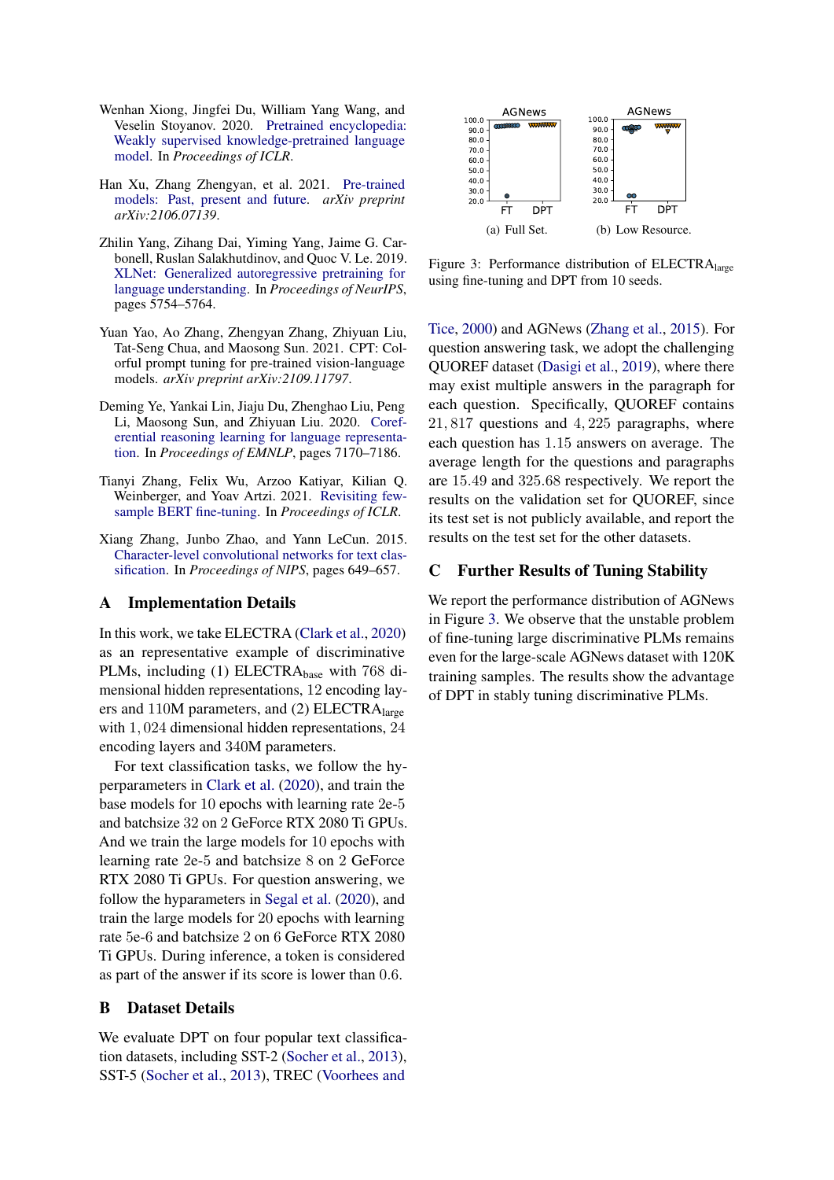Wenhan Xiong, Jingfei Du, William Yang Wang, and Veselin Stoyanov. 2020. Pretrained encyclopedia: Weakly supervised knowledge-pretrained language model. In *Proceedings of ICLR*.

Han Xu, Zhang Zhengyan, et al. 2021. Pre-trained models: Past, present and future. *arXiv preprint arXiv:2106.07139*.

Zhilin Yang, Zihang Dai, Yiming Yang, Jaime G. Carbonell, Ruslan Salakhutdinov, and Quoc V. Le. 2019. XLNet: Generalized autoregressive pretraining for language understanding. In *Proceedings of NeurIPS*, pages 5754–5764.

Yuan Yao, Ao Zhang, Zhengyan Zhang, Zhiyuan Liu, Tat-Seng Chua, and Maosong Sun. 2021. CPT: Colorful prompt tuning for pre-trained vision-language models. *arXiv preprint arXiv:2109.11797*.

Deming Ye, Yankai Lin, Jiaju Du, Zhenghao Liu, Peng Li, Maosong Sun, and Zhiyuan Liu. 2020. Coreferential reasoning learning for language representation. In *Proceedings of EMNLP*, pages 7170–7186.

Tianyi Zhang, Felix Wu, Arzoo Katiyar, Kilian Q. Weinberger, and Yoav Artzi. 2021. Revisiting few-sample BERT fine-tuning. In *Proceedings of ICLR*.

Xiang Zhang, Junbo Zhao, and Yann LeCun. 2015. Character-level convolutional networks for text classification. In *Proceedings of NIPS*, pages 649–657.

## A Implementation Details

In this work, we take ELECTRA (Clark et al., 2020) as an representative example of discriminative PLMs, including (1) ELECTRA$_{\text{base}}$ with 768 dimensional hidden representations, 12 encoding layers and 110M parameters, and (2) ELECTRA$_{\text{large}}$ with 1,024 dimensional hidden representations, 24 encoding layers and 340M parameters.

For text classification tasks, we follow the hyperparameters in Clark et al. (2020), and train the base models for 10 epochs with learning rate 2e-5 and batchsize 32 on 2 GeForce RTX 2080 Ti GPUs. And we train the large models for 10 epochs with learning rate 2e-5 and batchsize 8 on 2 GeForce RTX 2080 Ti GPUs. For question answering, we follow the hyparameters in Segal et al. (2020), and train the large models for 20 epochs with learning rate 5e-6 and batchsize 2 on 6 GeForce RTX 2080 Ti GPUs. During inference, a token is considered as part of the answer if its score is lower than 0.6.

## B Dataset Details

We evaluate DPT on four popular text classification datasets, including SST-2 (Socher et al., 2013), SST-5 (Socher et al., 2013), TREC (Voorhees and Tice, 2000) and AGNews (Zhang et al., 2015). For question answering task, we adopt the challenging QUOREF dataset (Dasigi et al., 2019), where there may exist multiple answers in the paragraph for each question. Specifically, QUOREF contains 21,817 questions and 4,225 paragraphs, where each question has 1.15 answers on average. The average length for the questions and paragraphs are 15.49 and 325.68 respectively. We report the results on the validation set for QUOREF, since its test set is not publicly available, and report the results on the test set for the other datasets.

AGNews
100.0
90.0
80.0
70.0
60.0
50.0
40.0
30.0
20.0
FT DPT

(a) Full Set.

AGNews
100.0
90.0
80.0
70.0
60.0
50.0
40.0
30.0
20.0
FT DPT

(b) Low Resource.

Figure 3: Performance distribution of ELECTRA$_{\text{large}}$ using fine-tuning and DPT from 10 seeds.

## C Further Results of Tuning Stability

We report the performance distribution of AGNews in Figure 3. We observe that the unstable problem of fine-tuning large discriminative PLMs remains even for the large-scale AGNews dataset with 120K training samples. The results show the advantage of DPT in stably tuning discriminative PLMs.